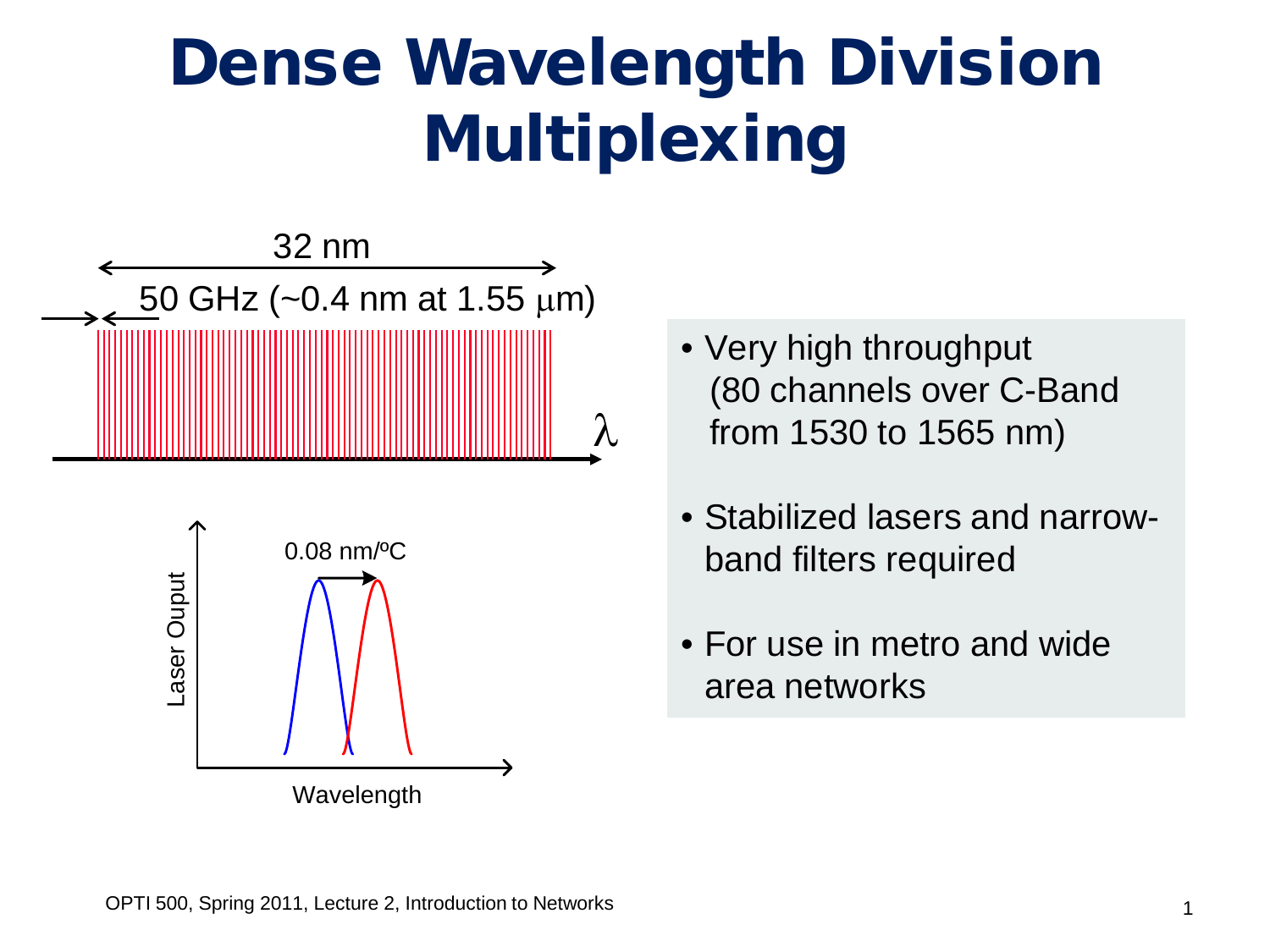# Dense Wavelength Division Multiplexing

32 nm

50 GHz (~0.4 nm at 1.55 μm)

λ

0.08 nm/ºC

Laser Ouput

Wavelength

- Very high throughput (80 channels over C-Band from 1530 to 1565 nm)
- Stabilized lasers and narrow-band filters required
- For use in metro and wide area networks

OPTI 500, Spring 2011, Lecture 2, Introduction to Networks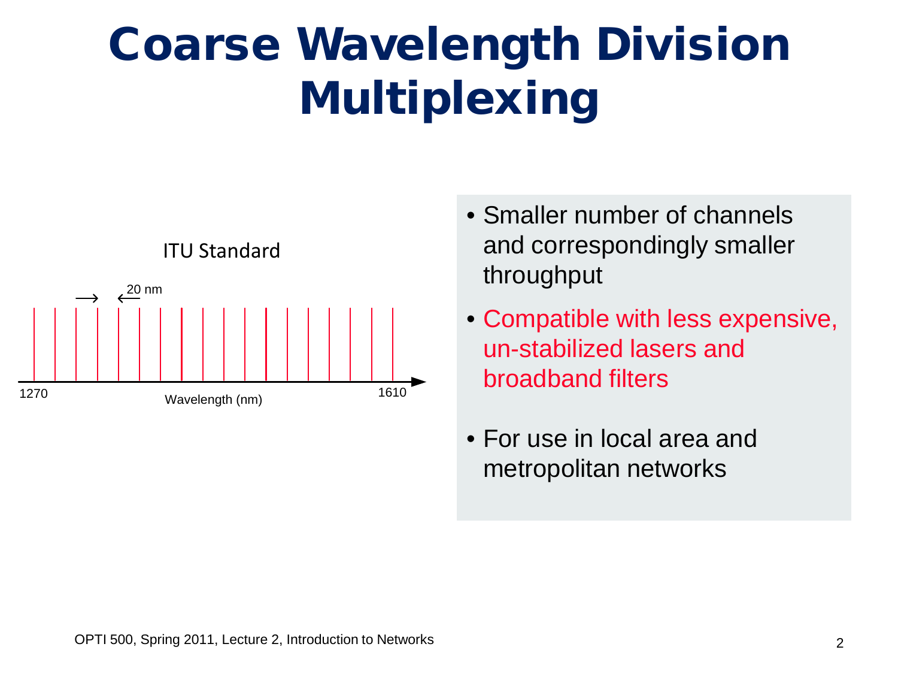# Coarse Wavelength Division Multiplexing

ITU Standard

20 nm

1270 Wavelength (nm) 1610

- Smaller number of channels and correspondingly smaller throughput
- Compatible with less expensive, un-stabilized lasers and broadband filters
- For use in local area and metropolitan networks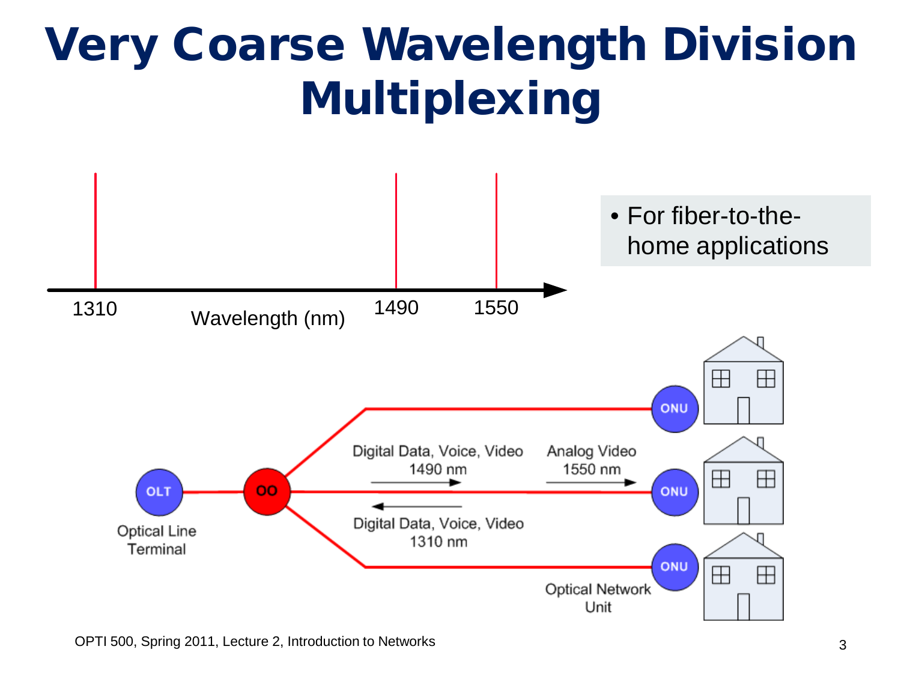# Very Coarse Wavelength Division Multiplexing

1310 Wavelength (nm) 1490 1550

- For fiber-to-the-home applications

Digital Data, Voice, Video 1490 nm

Analog Video 1550 nm

Digital Data, Voice, Video 1310 nm

OLT

Optical Line Terminal

OO

ONU

Optical Network Unit

OPTI 500, Spring 2011, Lecture 2, Introduction to Networks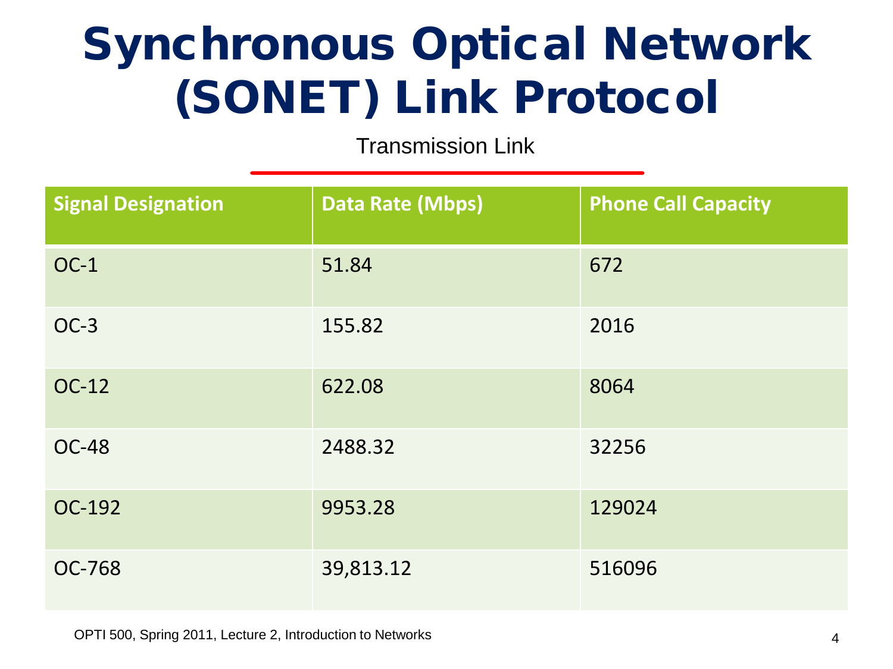# Synchronous Optical Network (SONET) Link Protocol

Transmission Link

| Signal Designation | Data Rate (Mbps) | Phone Call Capacity |
|---|---|---|
| OC-1 | 51.84 | 672 |
| OC-3 | 155.82 | 2016 |
| OC-12 | 622.08 | 8064 |
| OC-48 | 2488.32 | 32256 |
| OC-192 | 9953.28 | 129024 |
| OC-768 | 39,813.12 | 516096 |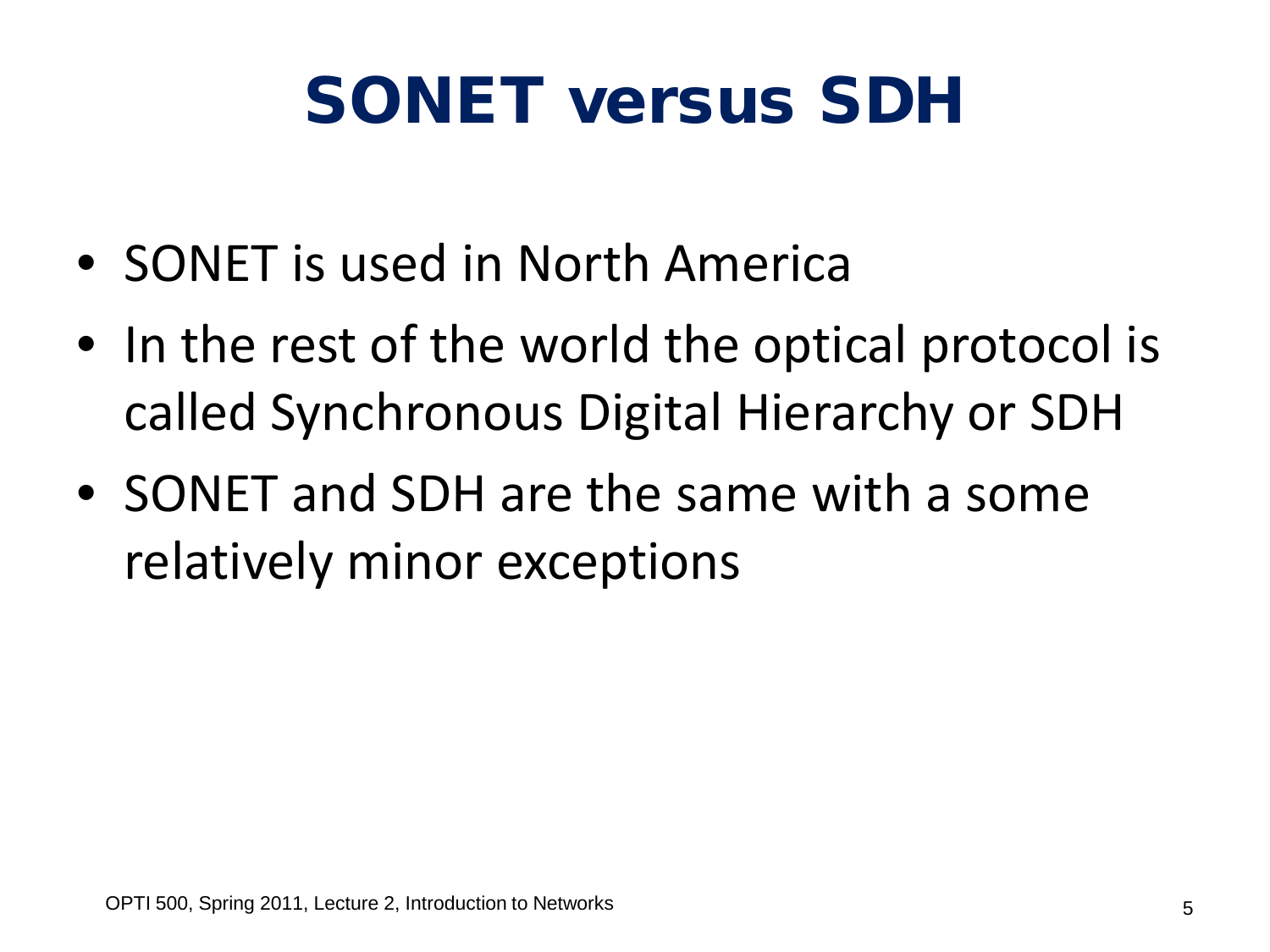# SONET versus SDH

- SONET is used in North America
- In the rest of the world the optical protocol is called Synchronous Digital Hierarchy or SDH
- SONET and SDH are the same with a some relatively minor exceptions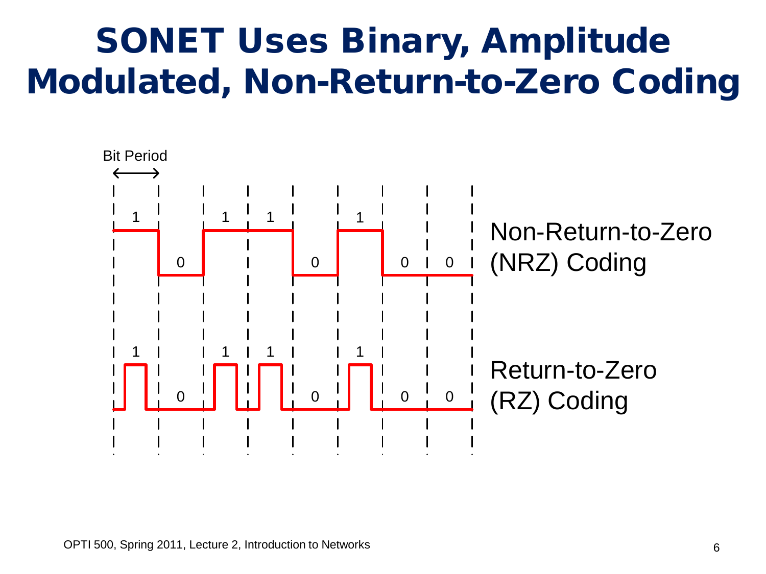# SONET Uses Binary, Amplitude Modulated, Non-Return-to-Zero Coding

Bit Period

1 0 1 1 0 1 0 0

Non-Return-to-Zero (NRZ) Coding

1 0 1 1 0 1 0 0

Return-to-Zero (RZ) Coding

OPTI 500, Spring 2011, Lecture 2, Introduction to Networks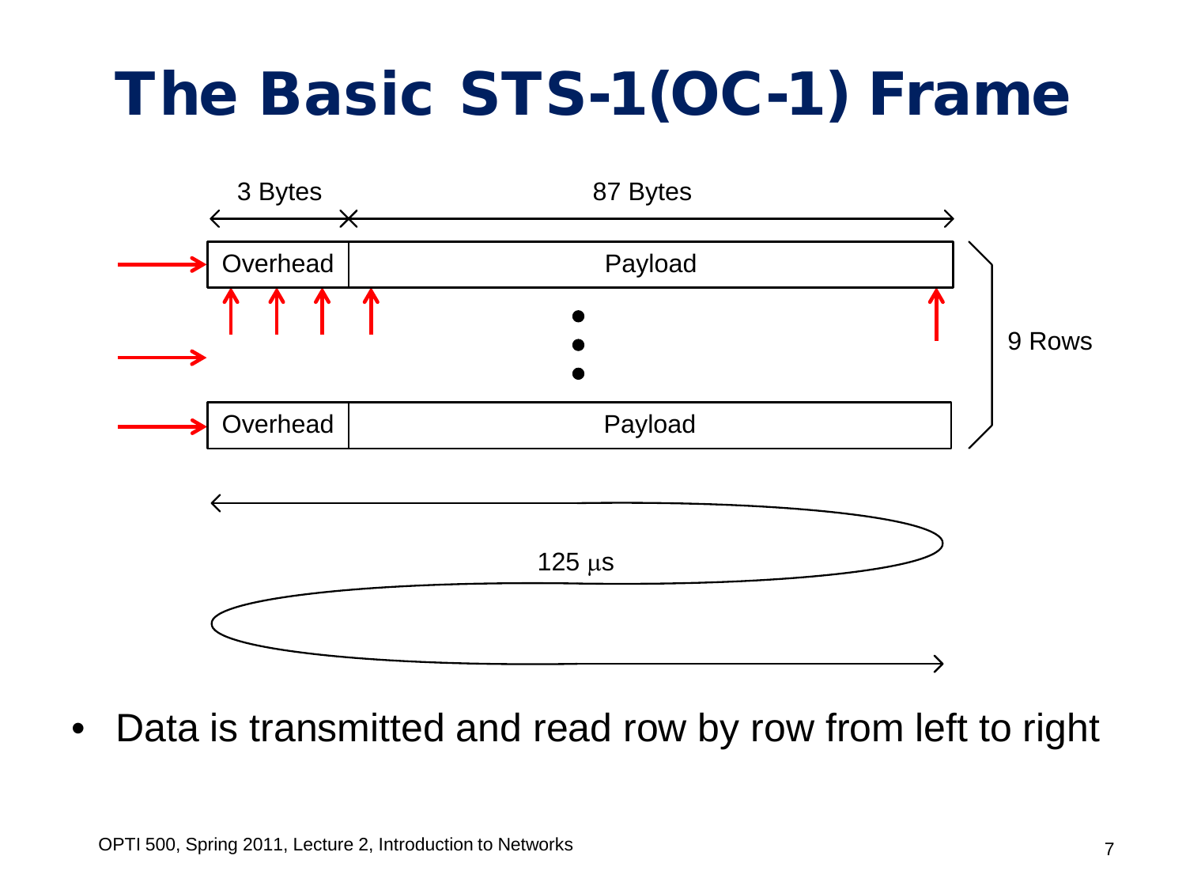# The Basic STS-1(OC-1) Frame

3 Bytes | 87 Bytes

Overhead | Payload

Overhead | Payload

9 Rows

125 µs

- Data is transmitted and read row by row from left to right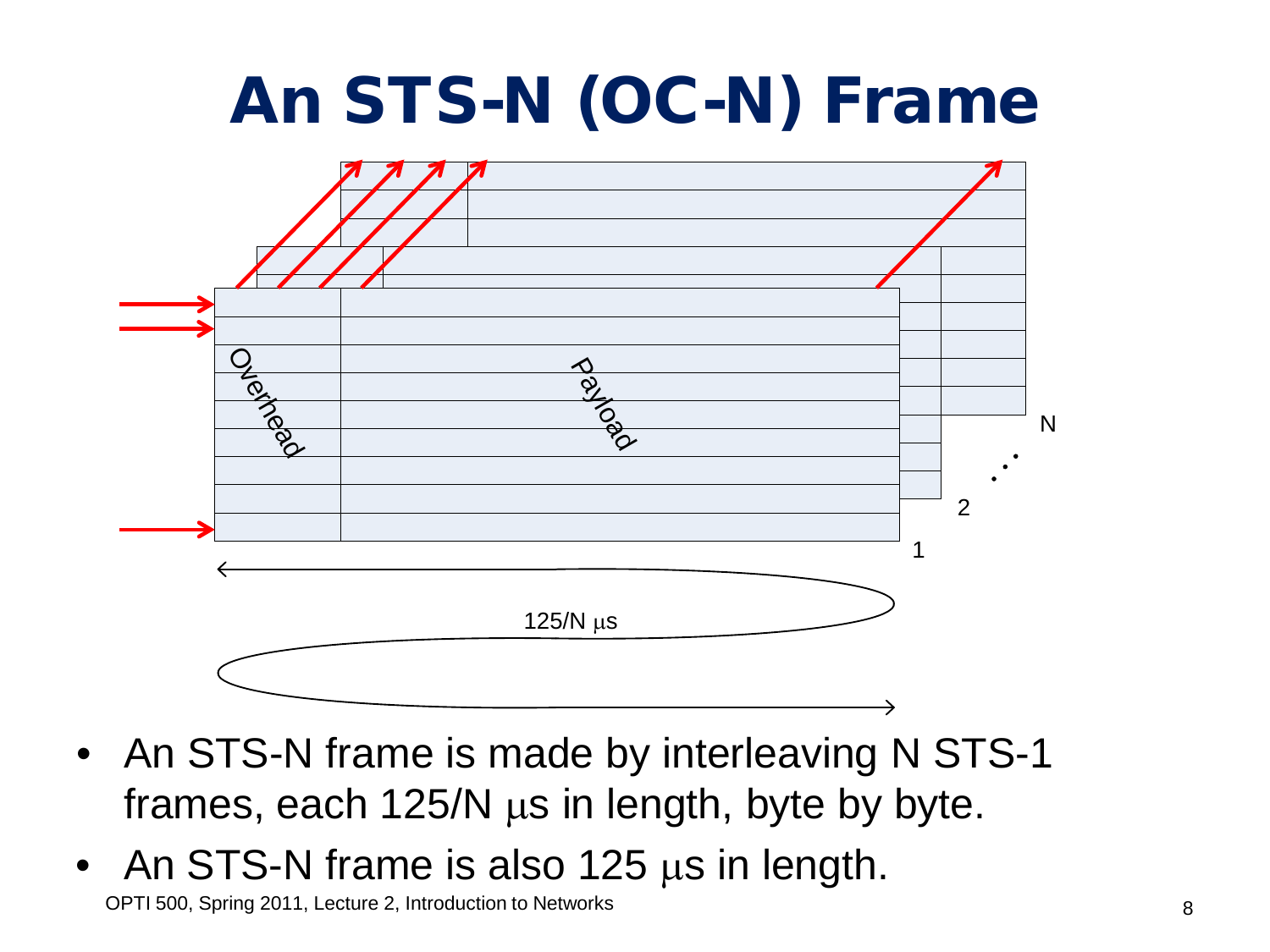# An STS-N (OC-N) Frame

Overhead

Payload

1

2

N

125/N $\mu$s

- An STS-N frame is made by interleaving N STS-1 frames, each 125/N $\mu$s in length, byte by byte.
- An STS-N frame is also 125 $\mu$s in length.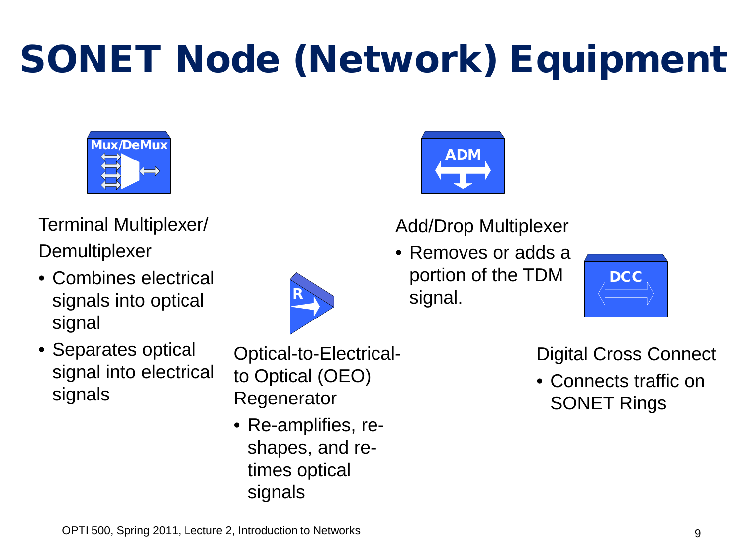# SONET Node (Network) Equipment

Terminal Multiplexer/ Demultiplexer

- Combines electrical signals into optical signal
- Separates optical signal into electrical signals

Optical-to-Electrical-to Optical (OEO) Regenerator

- Re-amplifies, re-shapes, and re-times optical signals

Add/Drop Multiplexer

- Removes or adds a portion of the TDM signal.

Digital Cross Connect

- Connects traffic on SONET Rings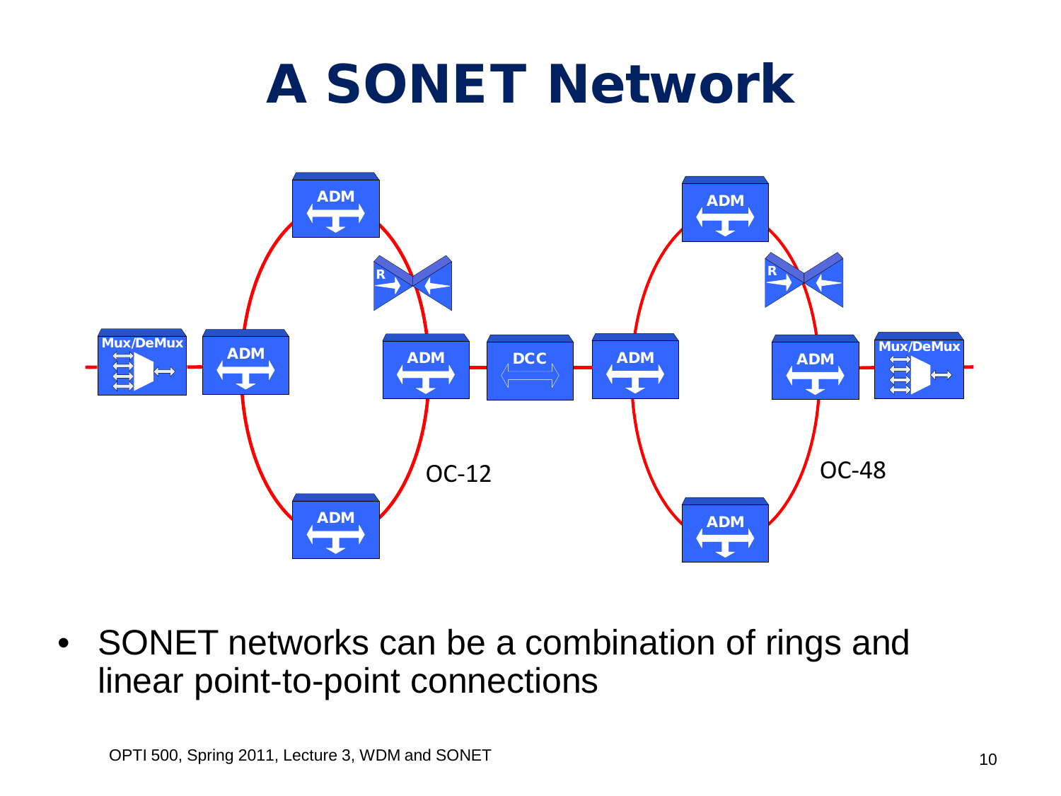# A SONET Network

Mux/DeMux

ADM

ADM

R

ADM

DCC

ADM

ADM

R

ADM

Mux/DeMux

ADM

OC-12

ADM

OC-48

- SONET networks can be a combination of rings and linear point-to-point connections